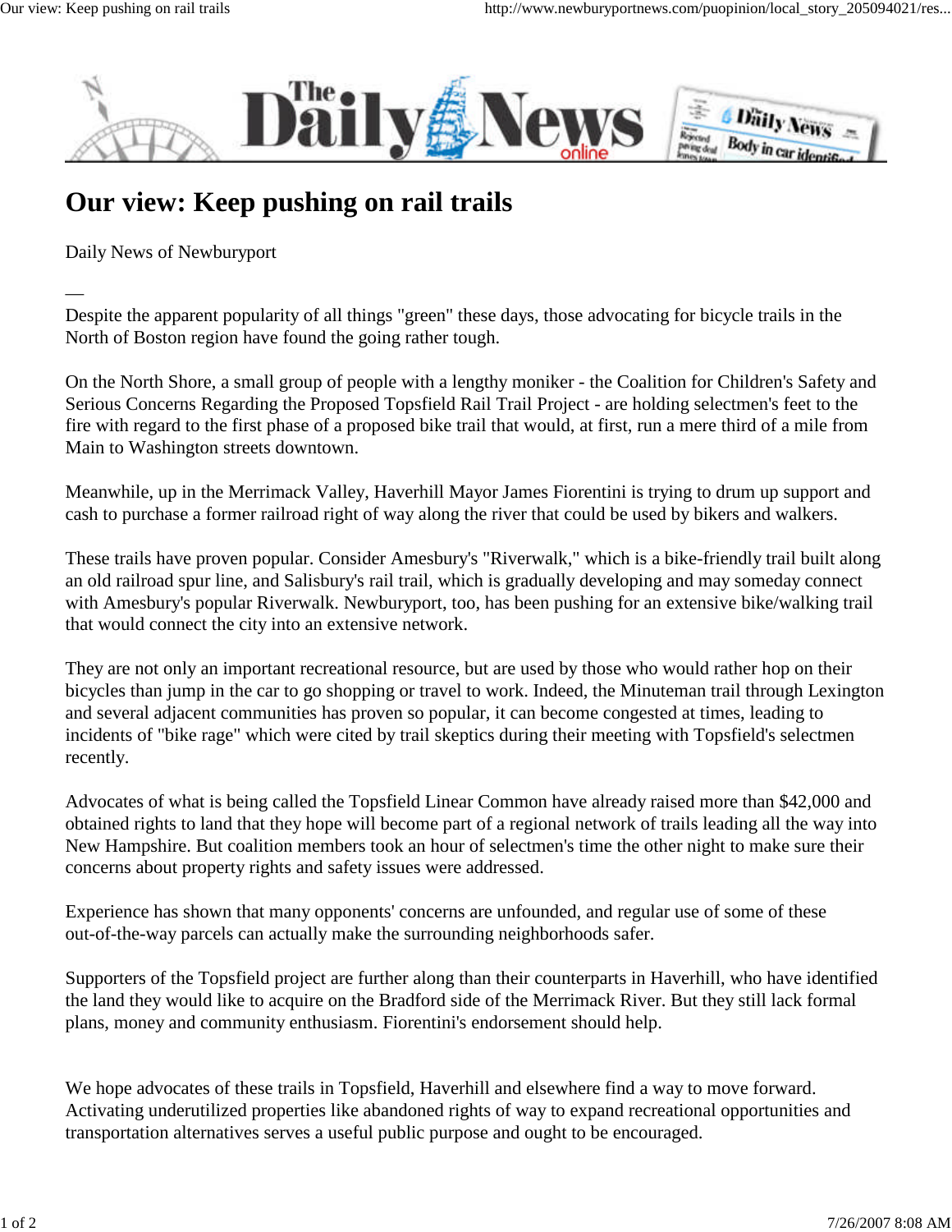# Our view: Keep pushing on rail trails

Daily News of Newburyport

—

Despite the apparent popularity of all things "green" these days, those advocating for bicycle trails in the North of Boston region have found the going rather tough.

On the North Shore, a small group of people with a lengthy moniker - the Coalition for Children's Safety and Serious Concerns Regarding the Proposed Topsfield Rail Trail Project - are holding selectmen's feet to the fire with regard to the first phase of a proposed bike trail that would, at first, run a mere third of a mile from Main to Washington streets downtown.

Meanwhile, up in the Merrimack Valley, Haverhill Mayor James Fiorentini is trying to drum up support and cash to purchase a former railroad right of way along the river that could be used by bikers and walkers.

These trails have proven popular. Consider Amesbury's "Riverwalk," which is a bike-friendly trail built along an old railroad spur line, and Salisbury's rail trail, which is gradually developing and may someday connect with Amesbury's popular Riverwalk. Newburyport, too, has been pushing for an extensive bike/walking trail that would connect the city into an extensive network.

They are not only an important recreational resource, but are used by those who would rather hop on their bicycles than jump in the car to go shopping or travel to work. Indeed, the Minuteman trail through Lexington and several adjacent communities has proven so popular, it can become congested at times, leading to incidents of "bike rage" which were cited by trail skeptics during their meeting with Topsfield's selectmen recently.

Advocates of what is being called the Topsfield Linear Common have already raised more than $42,000 and obtained rights to land that they hope will become part of a regional network of trails leading all the way into New Hampshire. But coalition members took an hour of selectmen's time the other night to make sure their concerns about property rights and safety issues were addressed.

Experience has shown that many opponents' concerns are unfounded, and regular use of some of these out-of-the-way parcels can actually make the surrounding neighborhoods safer.

Supporters of the Topsfield project are further along than their counterparts in Haverhill, who have identified the land they would like to acquire on the Bradford side of the Merrimack River. But they still lack formal plans, money and community enthusiasm. Fiorentini's endorsement should help.

We hope advocates of these trails in Topsfield, Haverhill and elsewhere find a way to move forward. Activating underutilized properties like abandoned rights of way to expand recreational opportunities and transportation alternatives serves a useful public purpose and ought to be encouraged.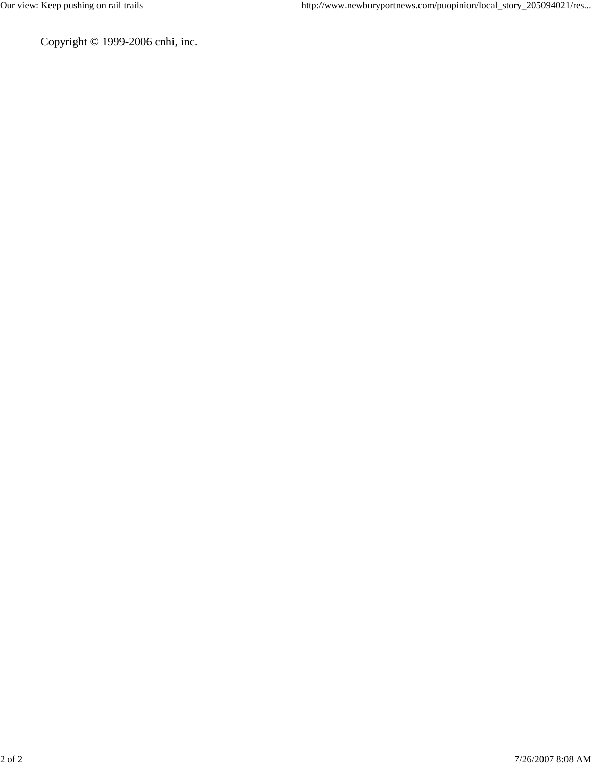Copyright © 1999-2006 cnhi, inc.